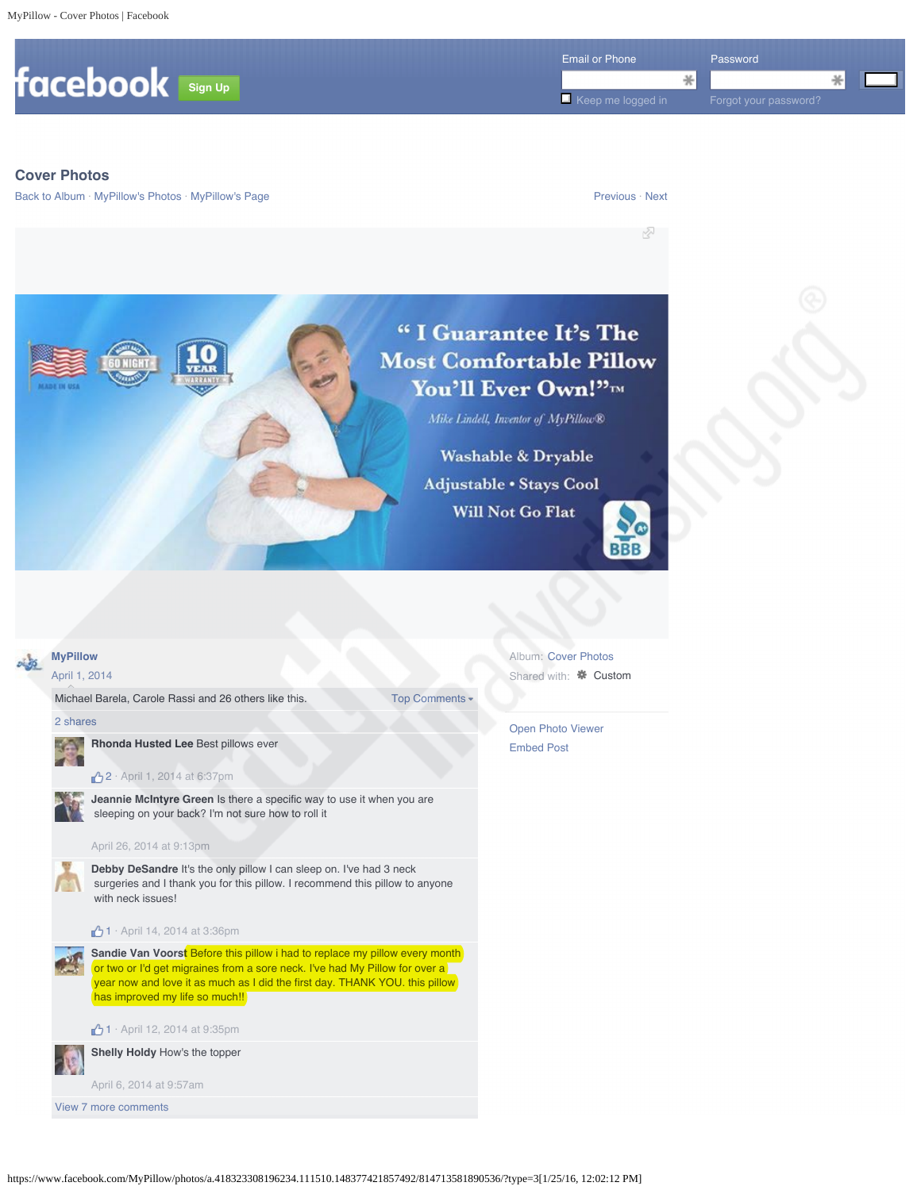facebook **Sign Up**

Email or Phone | Password

Keep me logged in | Forgot your password?

## Cover Photos

Back to Album · MyPillow's Photos · MyPillow's Page

Previous · Next

" I Guarantee It's The Most Comfortable Pillow You'll Ever Own!"™

*Mike Lindell, Inventor of MyPillow®*

Washable & Dryable

Adjustable • Stays Cool

Will Not Go Flat

MADE IN USA · 60 NIGHT GUARANTEE · 10 YEAR WARRANTY · BBB A+

**MyPillow**
April 1, 2014

Michael Barela, Carole Rassi and 26 others like this.

Top Comments

2 shares

**Rhonda Husted Lee** Best pillows ever

2 · April 1, 2014 at 6:37pm

**Jeannie McIntyre Green** Is there a specific way to use it when you are sleeping on your back? I'm not sure how to roll it

April 26, 2014 at 9:13pm

**Debby DeSandre** It's the only pillow I can sleep on. I've had 3 neck surgeries and I thank you for this pillow. I recommend this pillow to anyone with neck issues!

1 · April 14, 2014 at 3:36pm

**Sandie Van Voorst** Before this pillow i had to replace my pillow every month or two or I'd get migraines from a sore neck. I've had My Pillow for over a year now and love it as much as I did the first day. THANK YOU. this pillow has improved my life so much!!

1 · April 12, 2014 at 9:35pm

**Shelly Holdy** How's the topper

April 6, 2014 at 9:57am

View 7 more comments

Album: Cover Photos

Shared with: Custom

Open Photo Viewer

Embed Post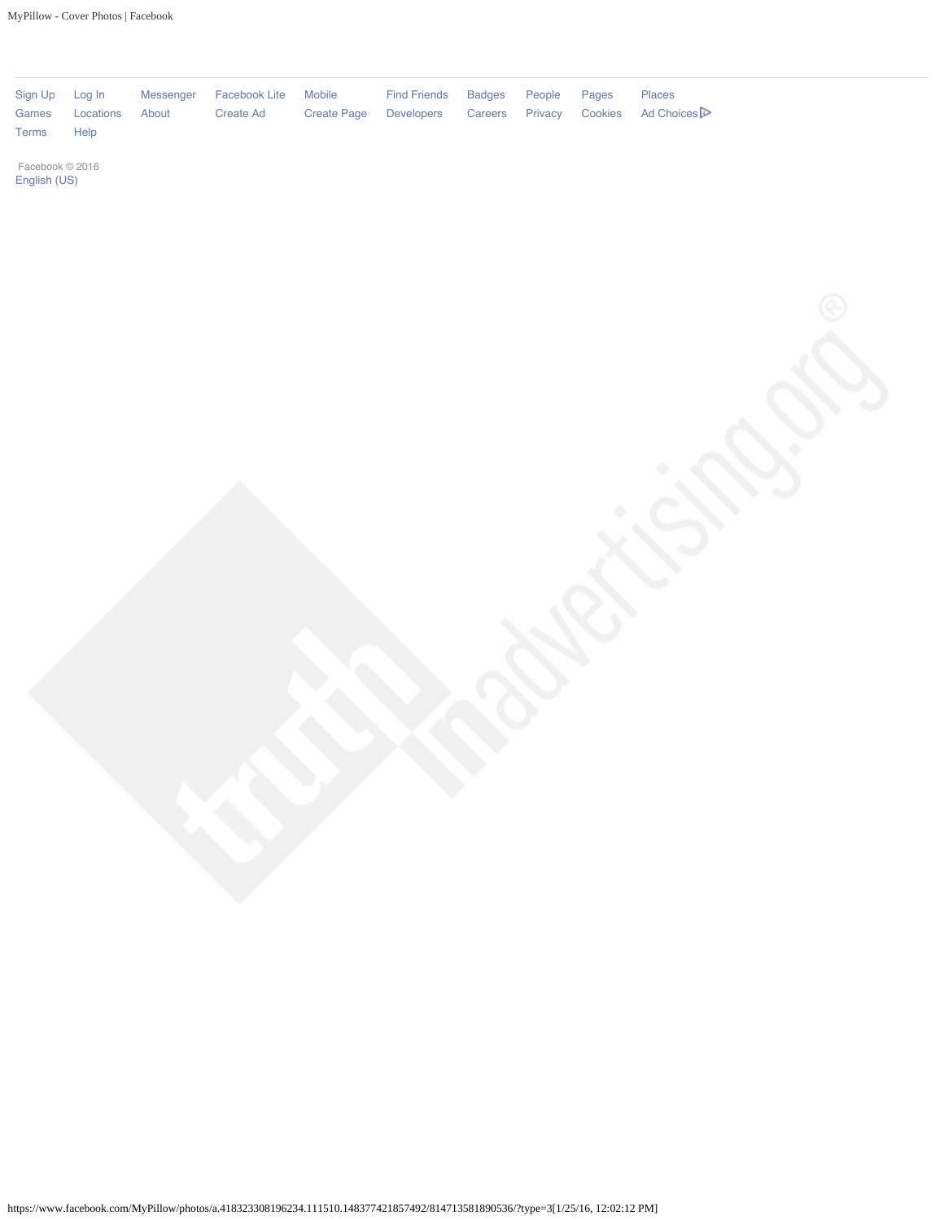Sign Up Log In Messenger Facebook Lite Mobile Find Friends Badges People Pages Places
Games Locations About Create Ad Create Page Developers Careers Privacy Cookies Ad Choices
Terms Help

Facebook © 2016
English (US)